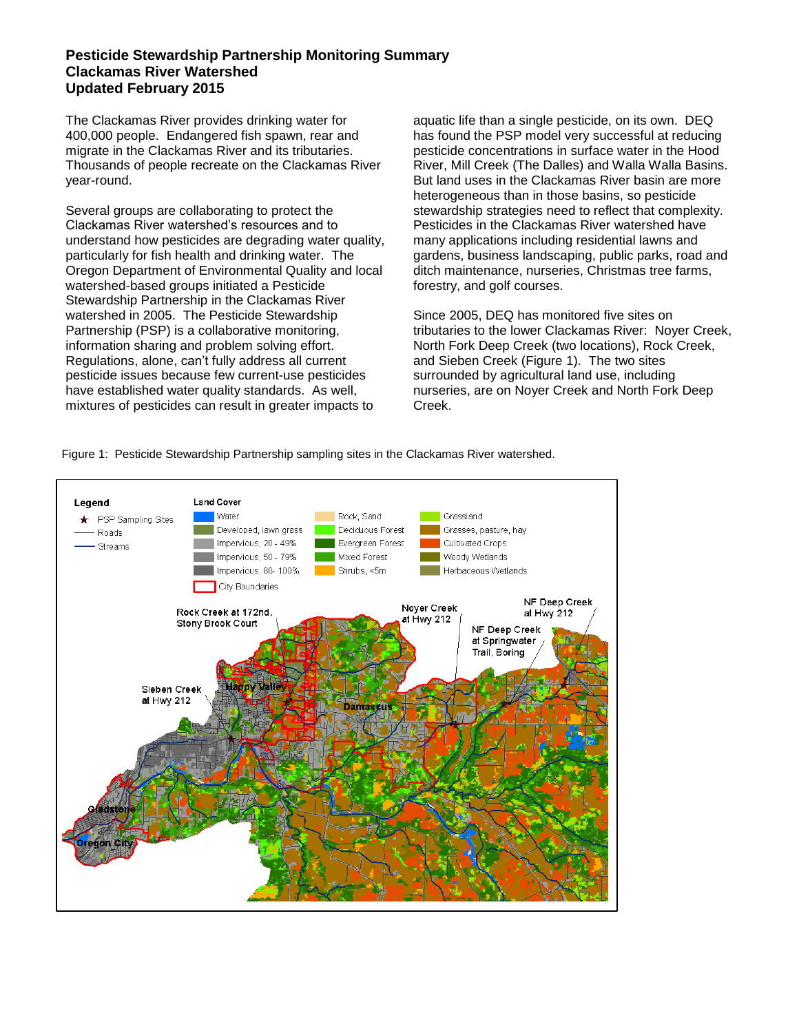# Pesticide Stewardship Partnership Monitoring Summary
# Clackamas River Watershed
# Updated February 2015

The Clackamas River provides drinking water for 400,000 people. Endangered fish spawn, rear and migrate in the Clackamas River and its tributaries. Thousands of people recreate on the Clackamas River year-round.

Several groups are collaborating to protect the Clackamas River watershed's resources and to understand how pesticides are degrading water quality, particularly for fish health and drinking water. The Oregon Department of Environmental Quality and local watershed-based groups initiated a Pesticide Stewardship Partnership in the Clackamas River watershed in 2005. The Pesticide Stewardship Partnership (PSP) is a collaborative monitoring, information sharing and problem solving effort. Regulations, alone, can't fully address all current pesticide issues because few current-use pesticides have established water quality standards. As well, mixtures of pesticides can result in greater impacts to aquatic life than a single pesticide, on its own. DEQ has found the PSP model very successful at reducing pesticide concentrations in surface water in the Hood River, Mill Creek (The Dalles) and Walla Walla Basins. But land uses in the Clackamas River basin are more heterogeneous than in those basins, so pesticide stewardship strategies need to reflect that complexity. Pesticides in the Clackamas River watershed have many applications including residential lawns and gardens, business landscaping, public parks, road and ditch maintenance, nurseries, Christmas tree farms, forestry, and golf courses.

Since 2005, DEQ has monitored five sites on tributaries to the lower Clackamas River: Noyer Creek, North Fork Deep Creek (two locations), Rock Creek, and Sieben Creek (Figure 1). The two sites surrounded by agricultural land use, including nurseries, are on Noyer Creek and North Fork Deep Creek.

Figure 1: Pesticide Stewardship Partnership sampling sites in the Clackamas River watershed.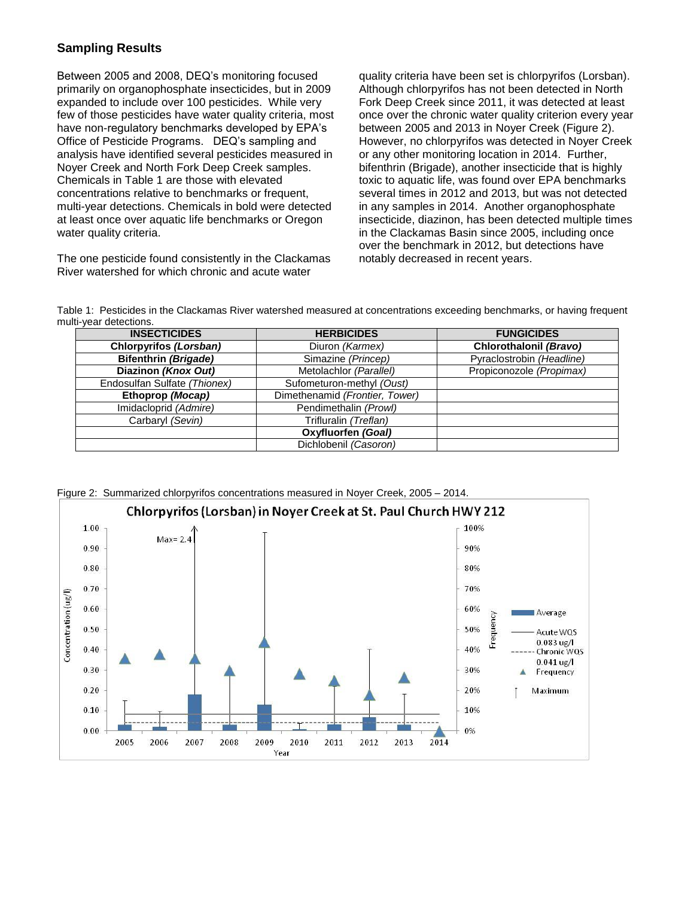## Sampling Results

Between 2005 and 2008, DEQ's monitoring focused primarily on organophosphate insecticides, but in 2009 expanded to include over 100 pesticides. While very few of those pesticides have water quality criteria, most have non-regulatory benchmarks developed by EPA's Office of Pesticide Programs. DEQ's sampling and analysis have identified several pesticides measured in Noyer Creek and North Fork Deep Creek samples. Chemicals in Table 1 are those with elevated concentrations relative to benchmarks or frequent, multi-year detections. Chemicals in bold were detected at least once over aquatic life benchmarks or Oregon water quality criteria.

The one pesticide found consistently in the Clackamas River watershed for which chronic and acute water quality criteria have been set is chlorpyrifos (Lorsban). Although chlorpyrifos has not been detected in North Fork Deep Creek since 2011, it was detected at least once over the chronic water quality criterion every year between 2005 and 2013 in Noyer Creek (Figure 2). However, no chlorpyrifos was detected in Noyer Creek or any other monitoring location in 2014. Further, bifenthrin (Brigade), another insecticide that is highly toxic to aquatic life, was found over EPA benchmarks several times in 2012 and 2013, but was not detected in any samples in 2014. Another organophosphate insecticide, diazinon, has been detected multiple times in the Clackamas Basin since 2005, including once over the benchmark in 2012, but detections have notably decreased in recent years.

Table 1: Pesticides in the Clackamas River watershed measured at concentrations exceeding benchmarks, or having frequent multi-year detections.

| INSECTICIDES | HERBICIDES | FUNGICIDES |
|---|---|---|
| **Chlorpyrifos *(Lorsban)*** | Diuron *(Karmex)* | **Chlorothalonil *(Bravo)*** |
| **Bifenthrin *(Brigade)*** | Simazine *(Princep)* | Pyraclostrobin *(Headline)* |
| **Diazinon *(Knox Out)*** | Metolachlor *(Parallel)* | Propiconozole *(Propimax)* |
| Endosulfan Sulfate *(Thionex)* | Sufometuron-methyl *(Oust)* | |
| **Ethoprop *(Mocap)*** | Dimethenamid *(Frontier, Tower)* | |
| Imidacloprid *(Admire)* | Pendimethalin *(Prowl)* | |
| Carbaryl *(Sevin)* | Trifluralin *(Treflan)* | |
| | **Oxyfluorfen *(Goal)*** | |
| | Dichlobenil *(Casoron)* | |

Figure 2: Summarized chlorpyrifos concentrations measured in Noyer Creek, 2005 – 2014.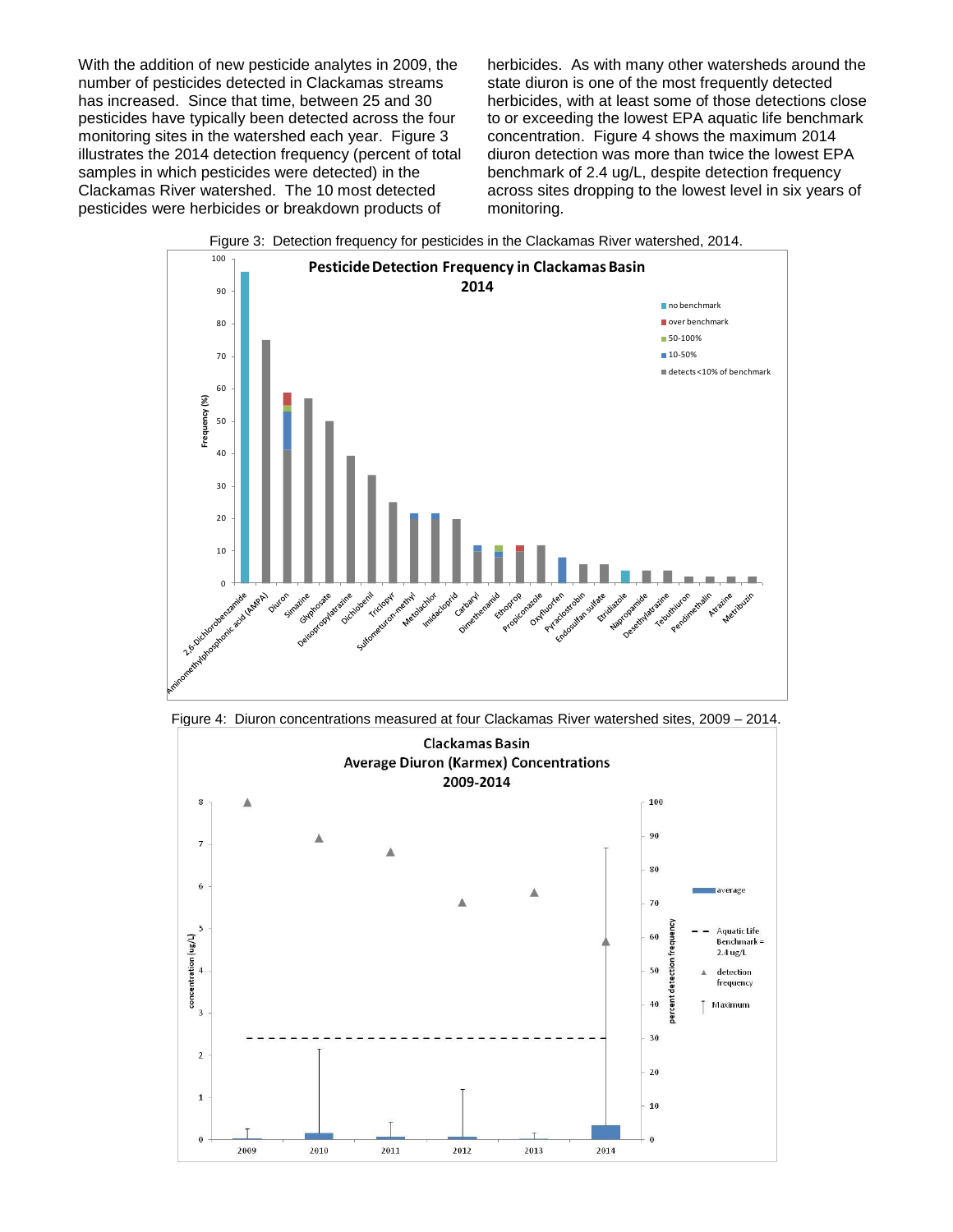With the addition of new pesticide analytes in 2009, the number of pesticides detected in Clackamas streams has increased. Since that time, between 25 and 30 pesticides have typically been detected across the four monitoring sites in the watershed each year. Figure 3 illustrates the 2014 detection frequency (percent of total samples in which pesticides were detected) in the Clackamas River watershed. The 10 most detected pesticides were herbicides or breakdown products of herbicides. As with many other watersheds around the state diuron is one of the most frequently detected herbicides, with at least some of those detections close to or exceeding the lowest EPA aquatic life benchmark concentration. Figure 4 shows the maximum 2014 diuron detection was more than twice the lowest EPA benchmark of 2.4 ug/L, despite detection frequency across sites dropping to the lowest level in six years of monitoring.

Figure 3: Detection frequency for pesticides in the Clackamas River watershed, 2014.

Figure 4: Diuron concentrations measured at four Clackamas River watershed sites, 2009 – 2014.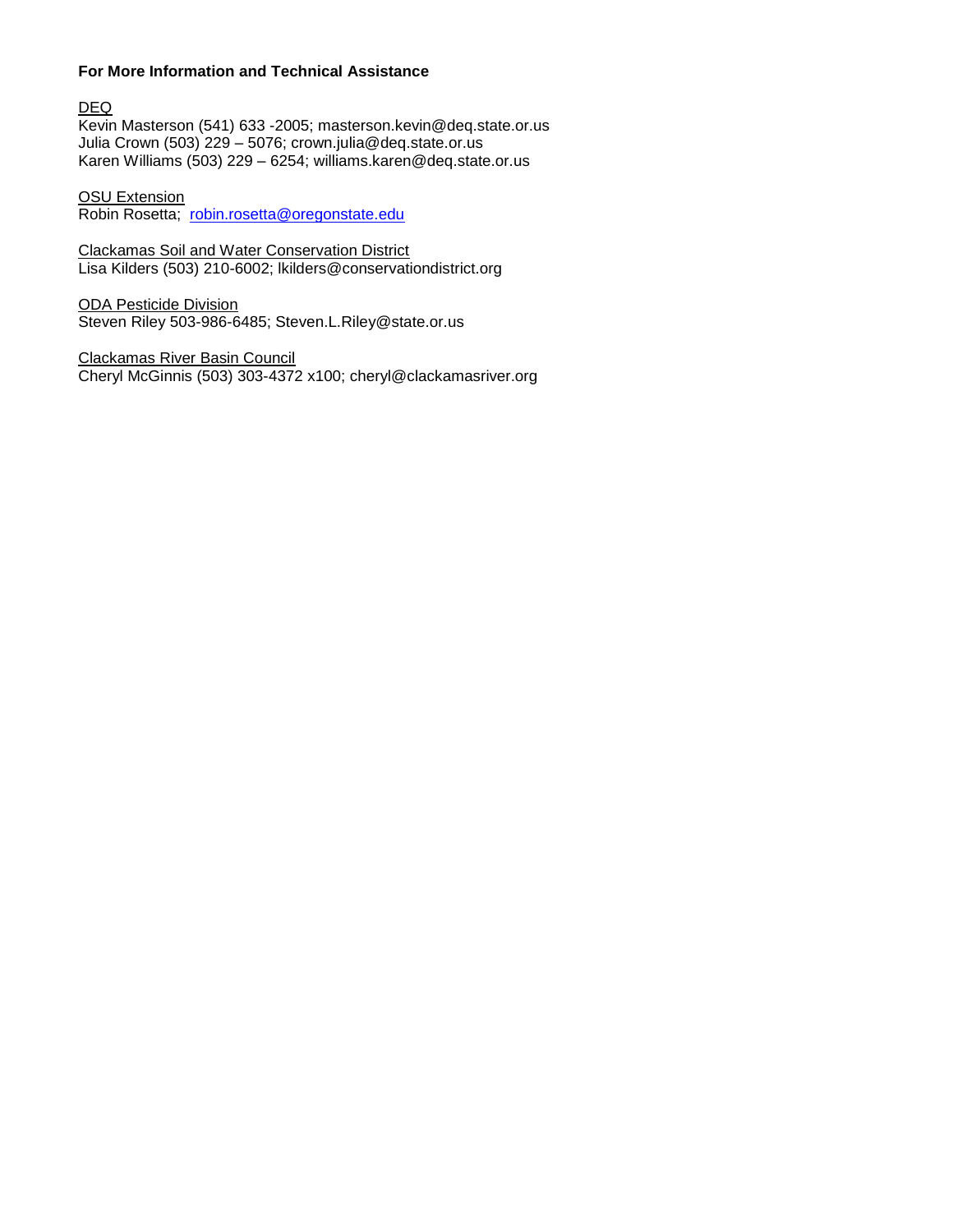**For More Information and Technical Assistance**

DEQ
Kevin Masterson (541) 633 -2005; masterson.kevin@deq.state.or.us
Julia Crown (503) 229 – 5076; crown.julia@deq.state.or.us
Karen Williams (503) 229 – 6254; williams.karen@deq.state.or.us

OSU Extension
Robin Rosetta; robin.rosetta@oregonstate.edu

Clackamas Soil and Water Conservation District
Lisa Kilders (503) 210-6002; lkilders@conservationdistrict.org

ODA Pesticide Division
Steven Riley 503-986-6485; Steven.L.Riley@state.or.us

Clackamas River Basin Council
Cheryl McGinnis (503) 303-4372 x100; cheryl@clackamasriver.org